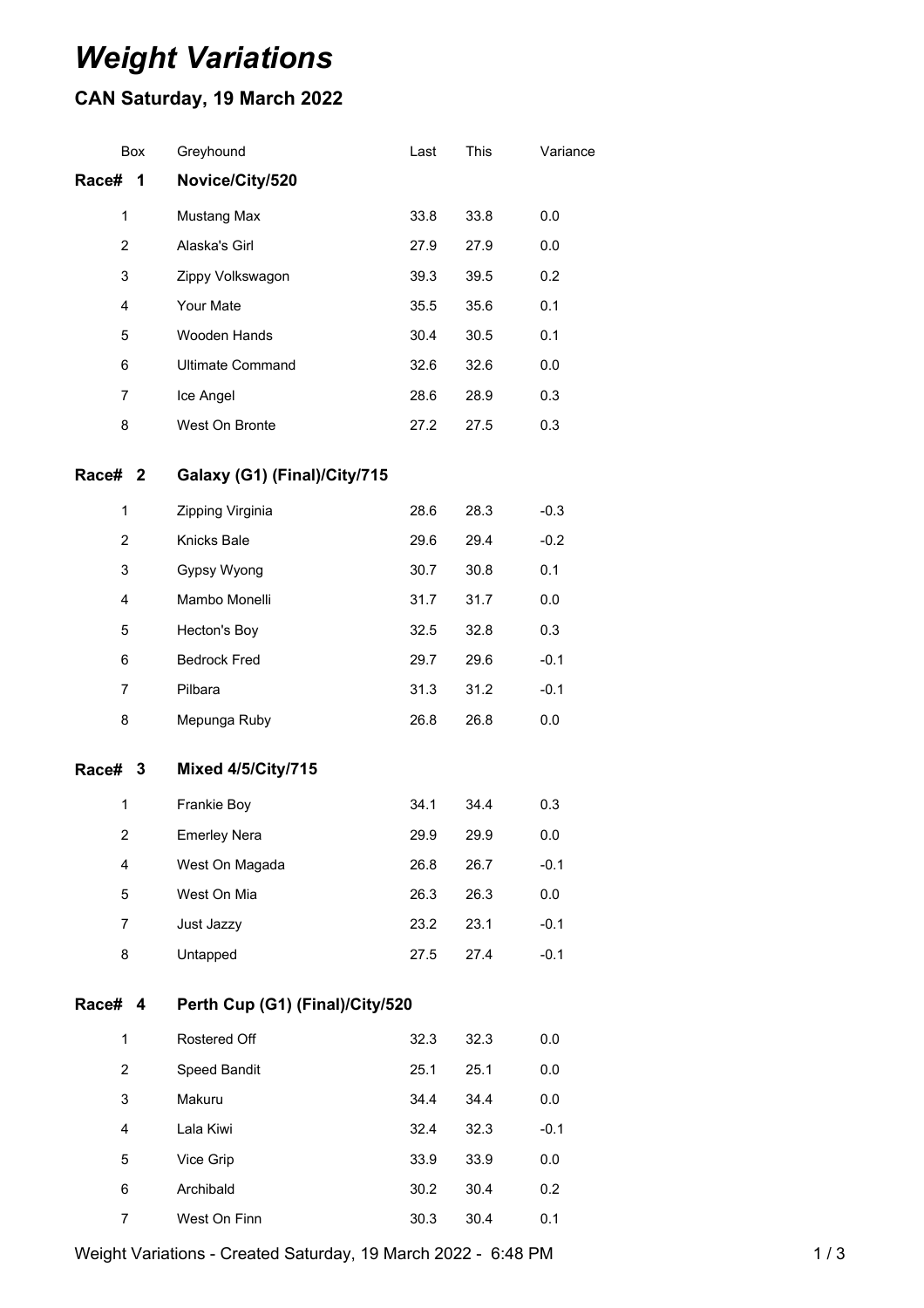# *Weight Variations*

## CAN Saturday, 19 March 2022

| Box | Greyhound | Last | This | Variance |
|---|---|---|---|---|
| **Race# 1** | **Novice/City/520** | | | |
| 1 | Mustang Max | 33.8 | 33.8 | 0.0 |
| 2 | Alaska's Girl | 27.9 | 27.9 | 0.0 |
| 3 | Zippy Volkswagon | 39.3 | 39.5 | 0.2 |
| 4 | Your Mate | 35.5 | 35.6 | 0.1 |
| 5 | Wooden Hands | 30.4 | 30.5 | 0.1 |
| 6 | Ultimate Command | 32.6 | 32.6 | 0.0 |
| 7 | Ice Angel | 28.6 | 28.9 | 0.3 |
| 8 | West On Bronte | 27.2 | 27.5 | 0.3 |
| **Race# 2** | **Galaxy (G1) (Final)/City/715** | | | |
| 1 | Zipping Virginia | 28.6 | 28.3 | -0.3 |
| 2 | Knicks Bale | 29.6 | 29.4 | -0.2 |
| 3 | Gypsy Wyong | 30.7 | 30.8 | 0.1 |
| 4 | Mambo Monelli | 31.7 | 31.7 | 0.0 |
| 5 | Hecton's Boy | 32.5 | 32.8 | 0.3 |
| 6 | Bedrock Fred | 29.7 | 29.6 | -0.1 |
| 7 | Pilbara | 31.3 | 31.2 | -0.1 |
| 8 | Mepunga Ruby | 26.8 | 26.8 | 0.0 |
| **Race# 3** | **Mixed 4/5/City/715** | | | |
| 1 | Frankie Boy | 34.1 | 34.4 | 0.3 |
| 2 | Emerley Nera | 29.9 | 29.9 | 0.0 |
| 4 | West On Magada | 26.8 | 26.7 | -0.1 |
| 5 | West On Mia | 26.3 | 26.3 | 0.0 |
| 7 | Just Jazzy | 23.2 | 23.1 | -0.1 |
| 8 | Untapped | 27.5 | 27.4 | -0.1 |
| **Race# 4** | **Perth Cup (G1) (Final)/City/520** | | | |
| 1 | Rostered Off | 32.3 | 32.3 | 0.0 |
| 2 | Speed Bandit | 25.1 | 25.1 | 0.0 |
| 3 | Makuru | 34.4 | 34.4 | 0.0 |
| 4 | Lala Kiwi | 32.4 | 32.3 | -0.1 |
| 5 | Vice Grip | 33.9 | 33.9 | 0.0 |
| 6 | Archibald | 30.2 | 30.4 | 0.2 |
| 7 | West On Finn | 30.3 | 30.4 | 0.1 |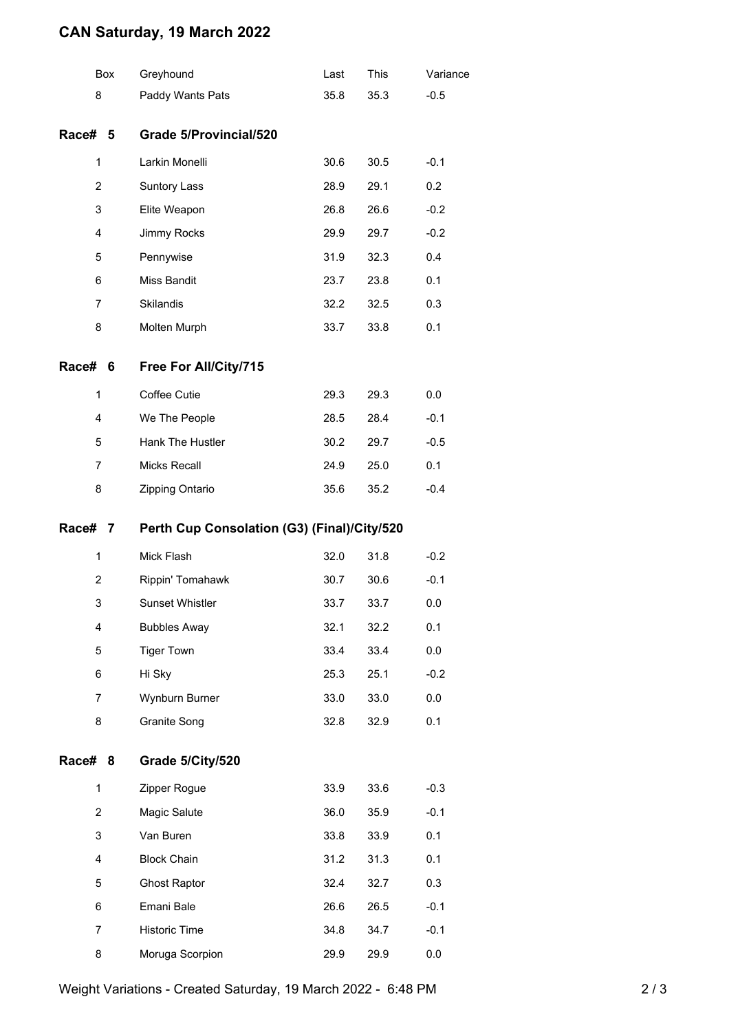# CAN Saturday, 19 March 2022

| Box | Greyhound | Last | This | Variance |
|---|---|---|---|---|
| 8 | Paddy Wants Pats | 35.8 | 35.3 | -0.5 |

## Race# 5 Grade 5/Provincial/520

| Box | Greyhound | Last | This | Variance |
|---|---|---|---|---|
| 1 | Larkin Monelli | 30.6 | 30.5 | -0.1 |
| 2 | Suntory Lass | 28.9 | 29.1 | 0.2 |
| 3 | Elite Weapon | 26.8 | 26.6 | -0.2 |
| 4 | Jimmy Rocks | 29.9 | 29.7 | -0.2 |
| 5 | Pennywise | 31.9 | 32.3 | 0.4 |
| 6 | Miss Bandit | 23.7 | 23.8 | 0.1 |
| 7 | Skilandis | 32.2 | 32.5 | 0.3 |
| 8 | Molten Murph | 33.7 | 33.8 | 0.1 |

## Race# 6 Free For All/City/715

| Box | Greyhound | Last | This | Variance |
|---|---|---|---|---|
| 1 | Coffee Cutie | 29.3 | 29.3 | 0.0 |
| 4 | We The People | 28.5 | 28.4 | -0.1 |
| 5 | Hank The Hustler | 30.2 | 29.7 | -0.5 |
| 7 | Micks Recall | 24.9 | 25.0 | 0.1 |
| 8 | Zipping Ontario | 35.6 | 35.2 | -0.4 |

## Race# 7 Perth Cup Consolation (G3) (Final)/City/520

| Box | Greyhound | Last | This | Variance |
|---|---|---|---|---|
| 1 | Mick Flash | 32.0 | 31.8 | -0.2 |
| 2 | Rippin' Tomahawk | 30.7 | 30.6 | -0.1 |
| 3 | Sunset Whistler | 33.7 | 33.7 | 0.0 |
| 4 | Bubbles Away | 32.1 | 32.2 | 0.1 |
| 5 | Tiger Town | 33.4 | 33.4 | 0.0 |
| 6 | Hi Sky | 25.3 | 25.1 | -0.2 |
| 7 | Wynburn Burner | 33.0 | 33.0 | 0.0 |
| 8 | Granite Song | 32.8 | 32.9 | 0.1 |

## Race# 8 Grade 5/City/520

| Box | Greyhound | Last | This | Variance |
|---|---|---|---|---|
| 1 | Zipper Rogue | 33.9 | 33.6 | -0.3 |
| 2 | Magic Salute | 36.0 | 35.9 | -0.1 |
| 3 | Van Buren | 33.8 | 33.9 | 0.1 |
| 4 | Block Chain | 31.2 | 31.3 | 0.1 |
| 5 | Ghost Raptor | 32.4 | 32.7 | 0.3 |
| 6 | Emani Bale | 26.6 | 26.5 | -0.1 |
| 7 | Historic Time | 34.8 | 34.7 | -0.1 |
| 8 | Moruga Scorpion | 29.9 | 29.9 | 0.0 |

Weight Variations - Created Saturday, 19 March 2022 - 6:48 PM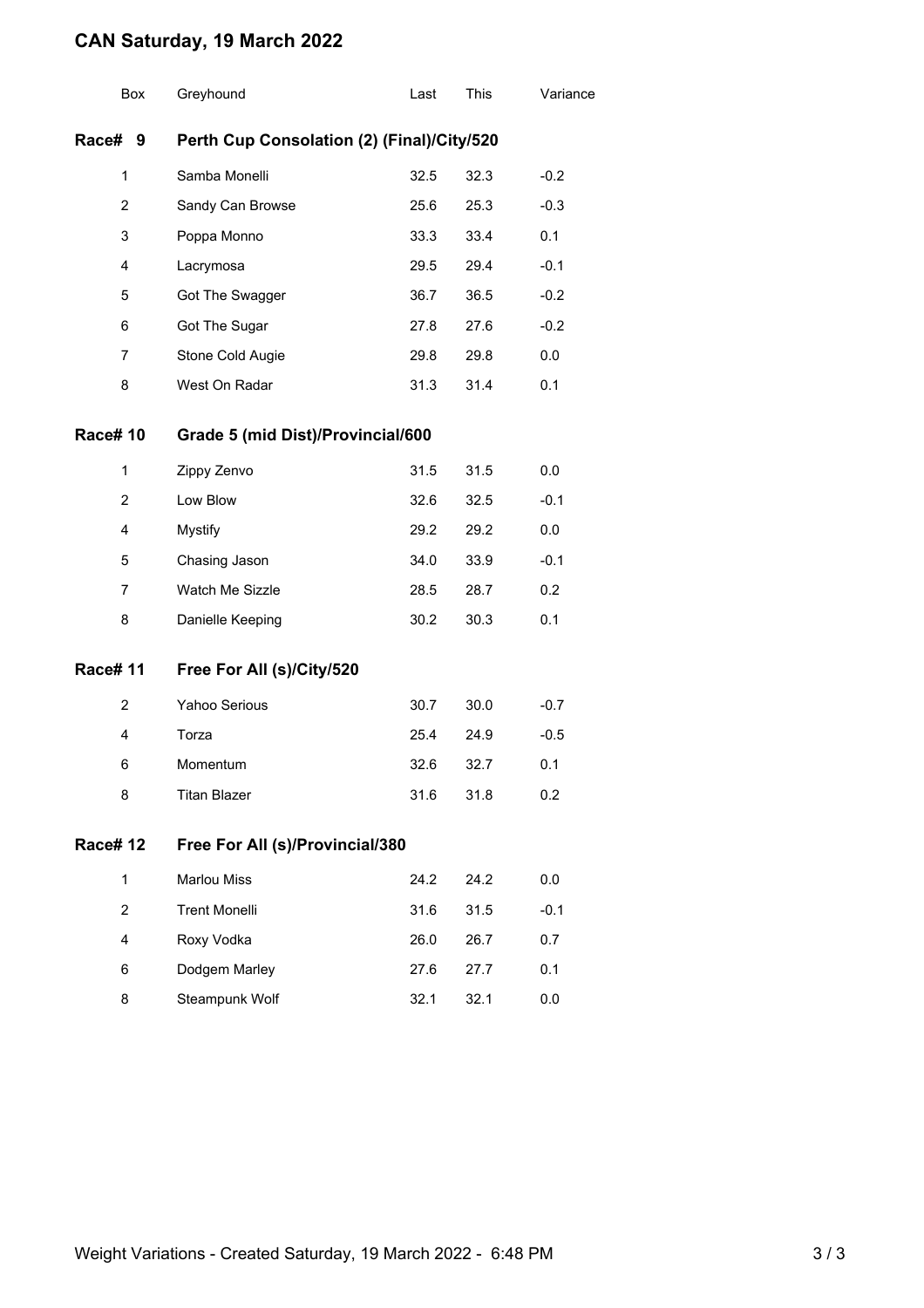# CAN Saturday, 19 March 2022

| Box | Greyhound | Last | This | Variance |
|---|---|---|---|---|
| **Race# 9** | **Perth Cup Consolation (2) (Final)/City/520** | | | |
| 1 | Samba Monelli | 32.5 | 32.3 | -0.2 |
| 2 | Sandy Can Browse | 25.6 | 25.3 | -0.3 |
| 3 | Poppa Monno | 33.3 | 33.4 | 0.1 |
| 4 | Lacrymosa | 29.5 | 29.4 | -0.1 |
| 5 | Got The Swagger | 36.7 | 36.5 | -0.2 |
| 6 | Got The Sugar | 27.8 | 27.6 | -0.2 |
| 7 | Stone Cold Augie | 29.8 | 29.8 | 0.0 |
| 8 | West On Radar | 31.3 | 31.4 | 0.1 |
| **Race# 10** | **Grade 5 (mid Dist)/Provincial/600** | | | |
| 1 | Zippy Zenvo | 31.5 | 31.5 | 0.0 |
| 2 | Low Blow | 32.6 | 32.5 | -0.1 |
| 4 | Mystify | 29.2 | 29.2 | 0.0 |
| 5 | Chasing Jason | 34.0 | 33.9 | -0.1 |
| 7 | Watch Me Sizzle | 28.5 | 28.7 | 0.2 |
| 8 | Danielle Keeping | 30.2 | 30.3 | 0.1 |
| **Race# 11** | **Free For All (s)/City/520** | | | |
| 2 | Yahoo Serious | 30.7 | 30.0 | -0.7 |
| 4 | Torza | 25.4 | 24.9 | -0.5 |
| 6 | Momentum | 32.6 | 32.7 | 0.1 |
| 8 | Titan Blazer | 31.6 | 31.8 | 0.2 |
| **Race# 12** | **Free For All (s)/Provincial/380** | | | |
| 1 | Marlou Miss | 24.2 | 24.2 | 0.0 |
| 2 | Trent Monelli | 31.6 | 31.5 | -0.1 |
| 4 | Roxy Vodka | 26.0 | 26.7 | 0.7 |
| 6 | Dodgem Marley | 27.6 | 27.7 | 0.1 |
| 8 | Steampunk Wolf | 32.1 | 32.1 | 0.0 |

Weight Variations - Created Saturday, 19 March 2022 - 6:48 PM